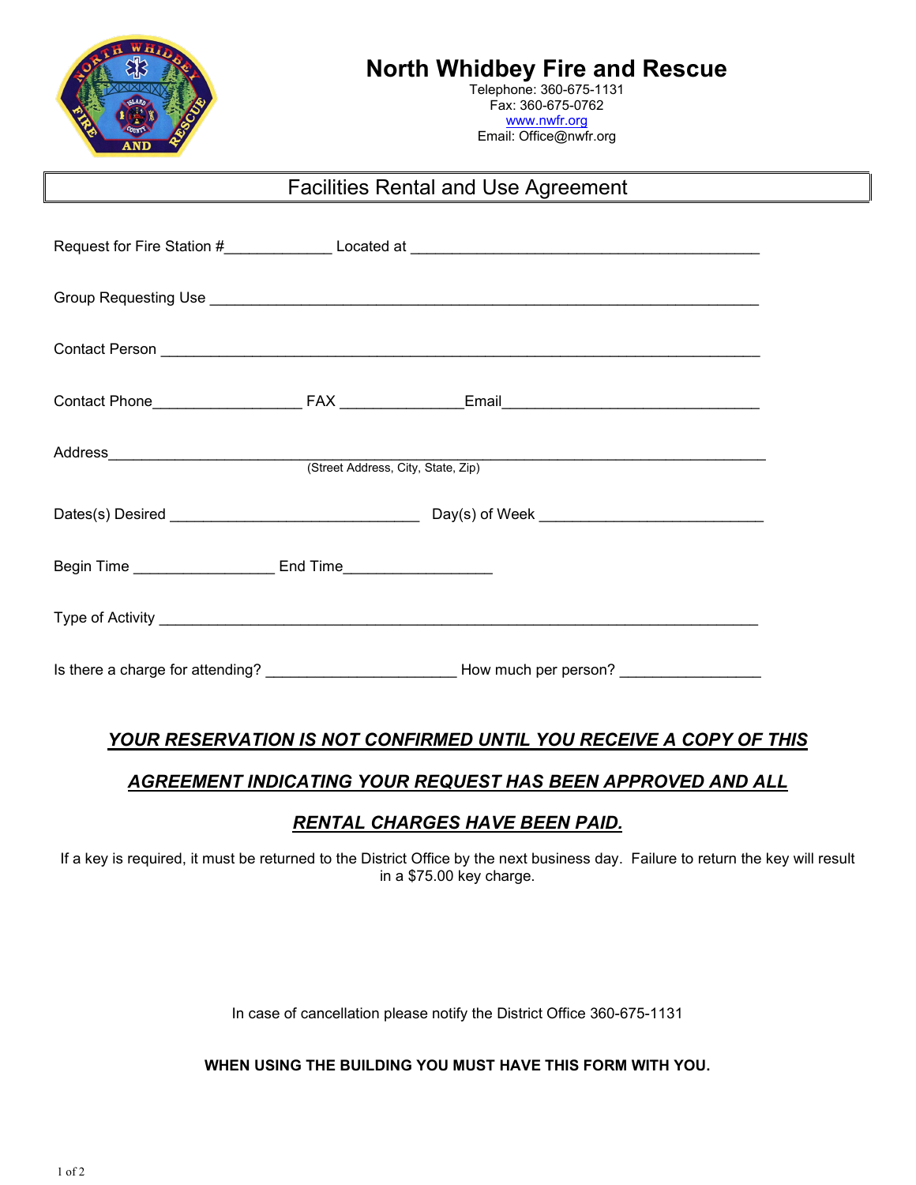# North Whidbey Fire and Rescue

Telephone: 360-675-1131
Fax: 360-675-0762
www.nwfr.org
Email: Office@nwfr.org

## Facilities Rental and Use Agreement

Request for Fire Station #_____________ Located at ___________________________________________

Group Requesting Use ___________________________________________________________________

Contact Person _________________________________________________________________________

Contact Phone__________________ FAX ______________Email_______________________________

Address_________________________________________________________________________________
(Street Address, City, State, Zip)

Dates(s) Desired ______________________________ Day(s) of Week ___________________________

Begin Time _________________ End Time_________________

Type of Activity ________________________________________________________________________

Is there a charge for attending? ______________________ How much per person? ________________

***YOUR RESERVATION IS NOT CONFIRMED UNTIL YOU RECEIVE A COPY OF THIS AGREEMENT INDICATING YOUR REQUEST HAS BEEN APPROVED AND ALL RENTAL CHARGES HAVE BEEN PAID.***

If a key is required, it must be returned to the District Office by the next business day. Failure to return the key will result in a $75.00 key charge.

In case of cancellation please notify the District Office 360-675-1131

**WHEN USING THE BUILDING YOU MUST HAVE THIS FORM WITH YOU.**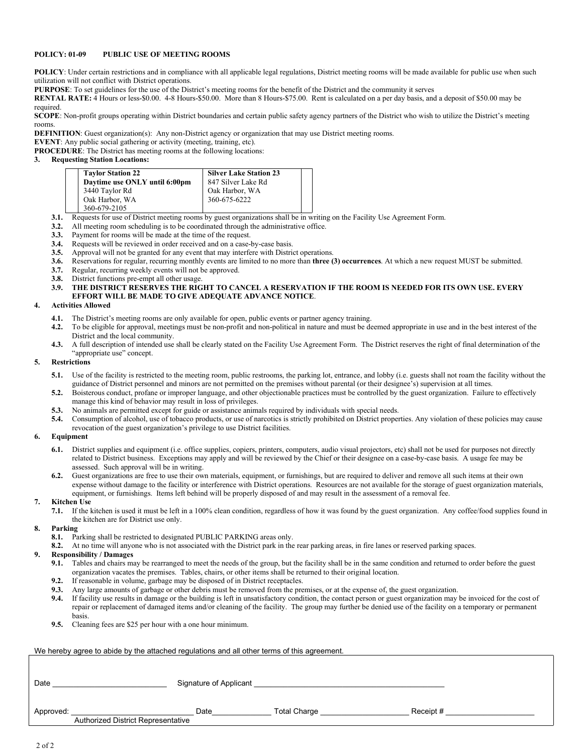**POLICY: 01-09 PUBLIC USE OF MEETING ROOMS**

**POLICY**: Under certain restrictions and in compliance with all applicable legal regulations, District meeting rooms will be made available for public use when such utilization will not conflict with District operations.

**PURPOSE**: To set guidelines for the use of the District's meeting rooms for the benefit of the District and the community it serves

**RENTAL RATE:** 4 Hours or less-$0.00. 4-8 Hours-$50.00. More than 8 Hours-$75.00. Rent is calculated on a per day basis, and a deposit of $50.00 may be required.

**SCOPE**: Non-profit groups operating within District boundaries and certain public safety agency partners of the District who wish to utilize the District's meeting rooms.

**DEFINITION**: Guest organization(s): Any non-District agency or organization that may use District meeting rooms.

**EVENT**: Any public social gathering or activity (meeting, training, etc).

**PROCEDURE**: The District has meeting rooms at the following locations:

**3. Requesting Station Locations:**

| | | | |
|---|---|---|---|
| | **Taylor Station 22**<br>**Daytime use ONLY until 6:00pm**<br>3440 Taylor Rd<br>Oak Harbor, WA<br>360-679-2105 | **Silver Lake Station 23**<br>847 Silver Lake Rd<br>Oak Harbor, WA<br>360-675-6222 | |

- **3.1.** Requests for use of District meeting rooms by guest organizations shall be in writing on the Facility Use Agreement Form.
- **3.2.** All meeting room scheduling is to be coordinated through the administrative office.
- **3.3.** Payment for rooms will be made at the time of the request.
- **3.4.** Requests will be reviewed in order received and on a case-by-case basis.
- **3.5.** Approval will not be granted for any event that may interfere with District operations.
- **3.6.** Reservations for regular, recurring monthly events are limited to no more than **three (3) occurrences**. At which a new request MUST be submitted.
- **3.7.** Regular, recurring weekly events will not be approved.
- **3.8.** District functions pre-empt all other usage.
- **3.9.** **THE DISTRICT RESERVES THE RIGHT TO CANCEL A RESERVATION IF THE ROOM IS NEEDED FOR ITS OWN USE. EVERY EFFORT WILL BE MADE TO GIVE ADEQUATE ADVANCE NOTICE**.

**4. Activities Allowed**

- **4.1.** The District's meeting rooms are only available for open, public events or partner agency training.
- **4.2.** To be eligible for approval, meetings must be non-profit and non-political in nature and must be deemed appropriate in use and in the best interest of the District and the local community.
- **4.3.** A full description of intended use shall be clearly stated on the Facility Use Agreement Form. The District reserves the right of final determination of the "appropriate use" concept.

**5. Restrictions**

- **5.1.** Use of the facility is restricted to the meeting room, public restrooms, the parking lot, entrance, and lobby (i.e. guests shall not roam the facility without the guidance of District personnel and minors are not permitted on the premises without parental (or their designee's) supervision at all times.
- **5.2.** Boisterous conduct, profane or improper language, and other objectionable practices must be controlled by the guest organization. Failure to effectively manage this kind of behavior may result in loss of privileges.
- **5.3.** No animals are permitted except for guide or assistance animals required by individuals with special needs.
- **5.4.** Consumption of alcohol, use of tobacco products, or use of narcotics is strictly prohibited on District properties. Any violation of these policies may cause revocation of the guest organization's privilege to use District facilities.

**6. Equipment**

- **6.1.** District supplies and equipment (i.e. office supplies, copiers, printers, computers, audio visual projectors, etc) shall not be used for purposes not directly related to District business. Exceptions may apply and will be reviewed by the Chief or their designee on a case-by-case basis. A usage fee may be assessed. Such approval will be in writing.
- **6.2.** Guest organizations are free to use their own materials, equipment, or furnishings, but are required to deliver and remove all such items at their own expense without damage to the facility or interference with District operations. Resources are not available for the storage of guest organization materials, equipment, or furnishings. Items left behind will be properly disposed of and may result in the assessment of a removal fee.

**7. Kitchen Use**

- **7.1.** If the kitchen is used it must be left in a 100% clean condition, regardless of how it was found by the guest organization. Any coffee/food supplies found in the kitchen are for District use only.

**8. Parking**

- **8.1.** Parking shall be restricted to designated PUBLIC PARKING areas only.
- **8.2.** At no time will anyone who is not associated with the District park in the rear parking areas, in fire lanes or reserved parking spaces.

**9. Responsibility / Damages**

- **9.1.** Tables and chairs may be rearranged to meet the needs of the group, but the facility shall be in the same condition and returned to order before the guest organization vacates the premises. Tables, chairs, or other items shall be returned to their original location.
- **9.2.** If reasonable in volume, garbage may be disposed of in District receptacles.
- **9.3.** Any large amounts of garbage or other debris must be removed from the premises, or at the expense of, the guest organization.
- **9.4.** If facility use results in damage or the building is left in unsatisfactory condition, the contact person or guest organization may be invoiced for the cost of repair or replacement of damaged items and/or cleaning of the facility. The group may further be denied use of the facility on a temporary or permanent basis.
- **9.5.** Cleaning fees are $25 per hour with a one hour minimum.

We hereby agree to abide by the attached regulations and all other terms of this agreement.

Date ___________________________ Signature of Applicant _____________________________________________

Approved: ______________________________ Date_____________ Total Charge ____________________ Receipt # _____________________

Authorized District Representative